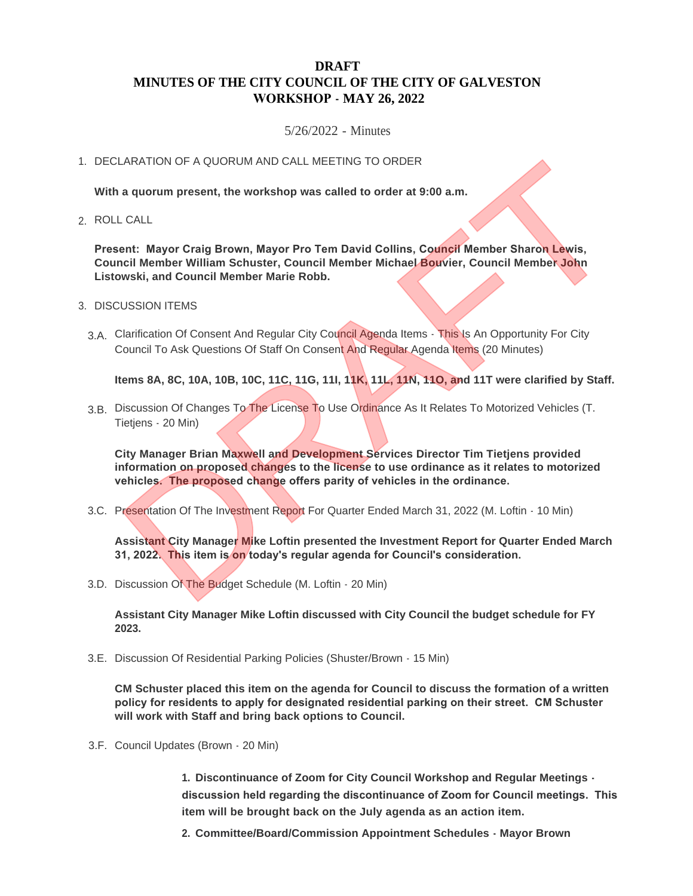# DRAFT
# MINUTES OF THE CITY COUNCIL OF THE CITY OF GALVESTON
# WORKSHOP - MAY 26, 2022

5/26/2022 - Minutes

1. DECLARATION OF A QUORUM AND CALL MEETING TO ORDER

   **With a quorum present, the workshop was called to order at 9:00 a.m.**

2. ROLL CALL

   **Present: Mayor Craig Brown, Mayor Pro Tem David Collins, Council Member Sharon Lewis, Council Member William Schuster, Council Member Michael Bouvier, Council Member John Listowski, and Council Member Marie Robb.**

3. DISCUSSION ITEMS

   3.A. Clarification Of Consent And Regular City Council Agenda Items - This Is An Opportunity For City Council To Ask Questions Of Staff On Consent And Regular Agenda Items (20 Minutes)

   **Items 8A, 8C, 10A, 10B, 10C, 11C, 11G, 11I, 11K, 11L, 11N, 11O, and 11T were clarified by Staff.**

   3.B. Discussion Of Changes To The License To Use Ordinance As It Relates To Motorized Vehicles (T. Tietjens - 20 Min)

   **City Manager Brian Maxwell and Development Services Director Tim Tietjens provided information on proposed changes to the license to use ordinance as it relates to motorized vehicles. The proposed change offers parity of vehicles in the ordinance.**

   3.C. Presentation Of The Investment Report For Quarter Ended March 31, 2022 (M. Loftin - 10 Min)

   **Assistant City Manager Mike Loftin presented the Investment Report for Quarter Ended March 31, 2022. This item is on today's regular agenda for Council's consideration.**

   3.D. Discussion Of The Budget Schedule (M. Loftin - 20 Min)

   **Assistant City Manager Mike Loftin discussed with City Council the budget schedule for FY 2023.**

   3.E. Discussion Of Residential Parking Policies (Shuster/Brown - 15 Min)

   **CM Schuster placed this item on the agenda for Council to discuss the formation of a written policy for residents to apply for designated residential parking on their street. CM Schuster will work with Staff and bring back options to Council.**

   3.F. Council Updates (Brown - 20 Min)

   **1. Discontinuance of Zoom for City Council Workshop and Regular Meetings - discussion held regarding the discontinuance of Zoom for Council meetings. This item will be brought back on the July agenda as an action item.**

   **2. Committee/Board/Commission Appointment Schedules - Mayor Brown**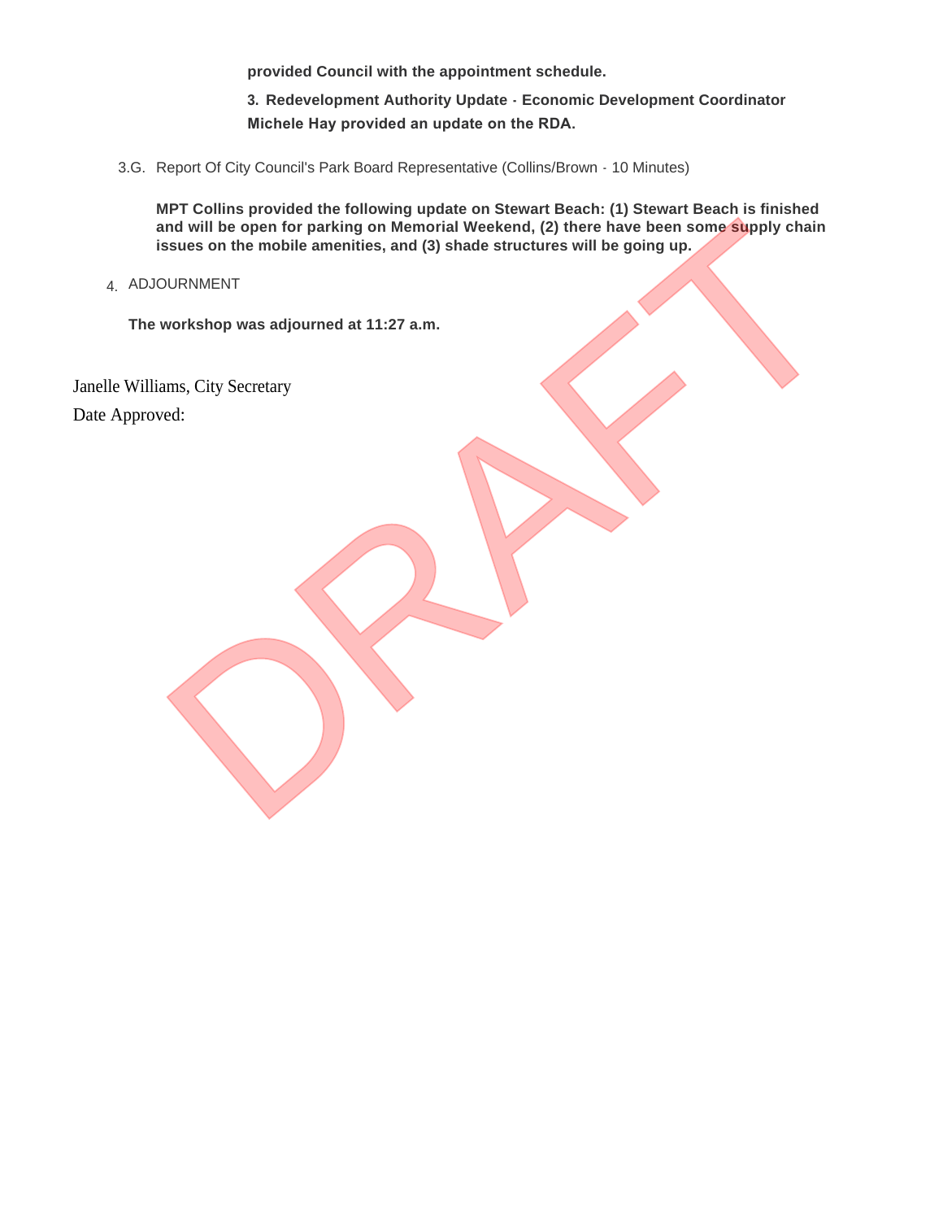**provided Council with the appointment schedule.**

**3. Redevelopment Authority Update - Economic Development Coordinator Michele Hay provided an update on the RDA.**

3.G. Report Of City Council's Park Board Representative (Collins/Brown - 10 Minutes)

**MPT Collins provided the following update on Stewart Beach: (1) Stewart Beach is finished and will be open for parking on Memorial Weekend, (2) there have been some supply chain issues on the mobile amenities, and (3) shade structures will be going up.**

4. ADJOURNMENT

**The workshop was adjourned at 11:27 a.m.**

Janelle Williams, City Secretary

Date Approved:

DRAFT